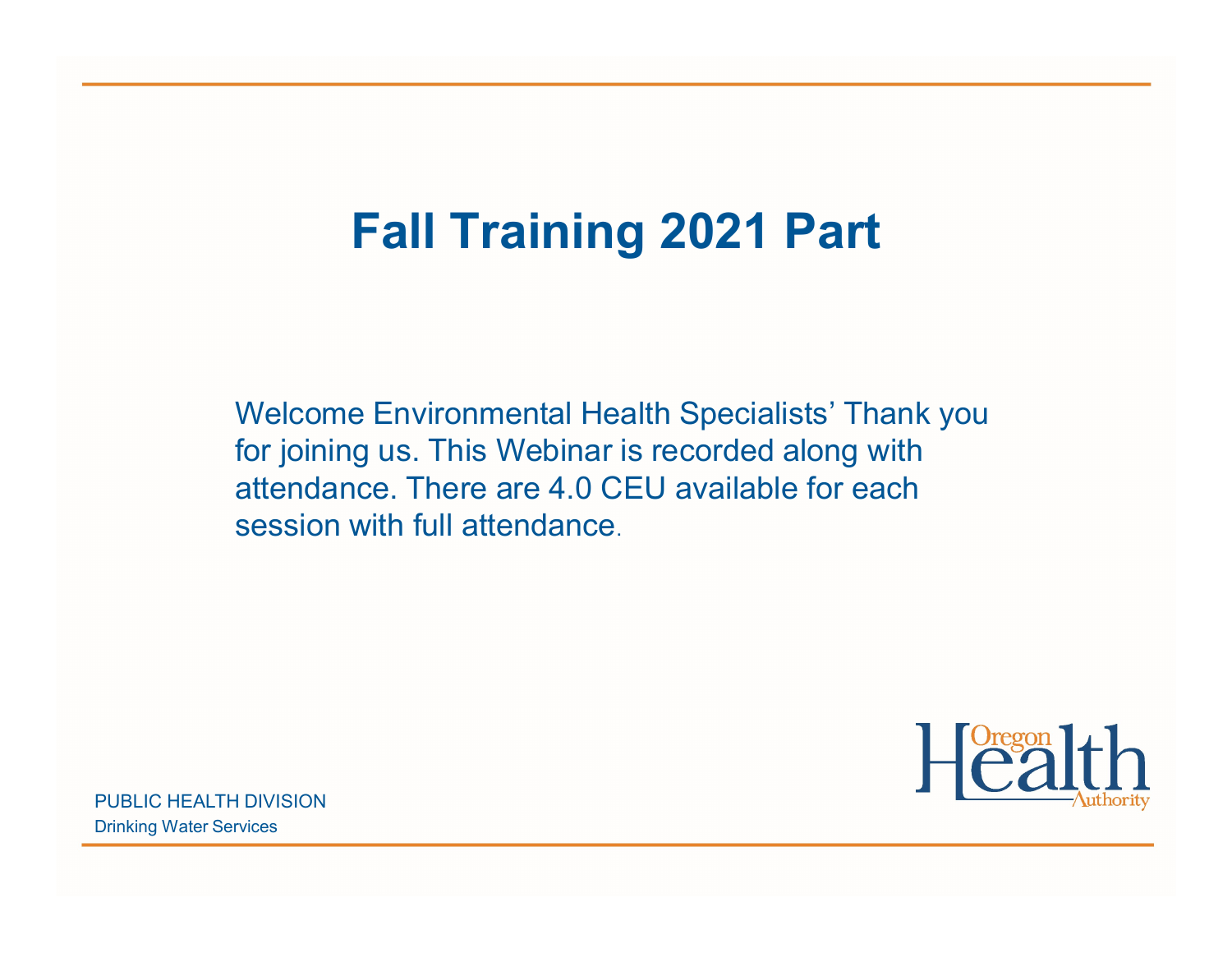# Fall Training 2021 Part

Welcome Environmental Health Specialists' Thank you for joining us. This Webinar is recorded along with attendance. There are 4.0 CEU available for each session with full attendance.

PUBLIC HEALTH DIVISION
Drinking Water Services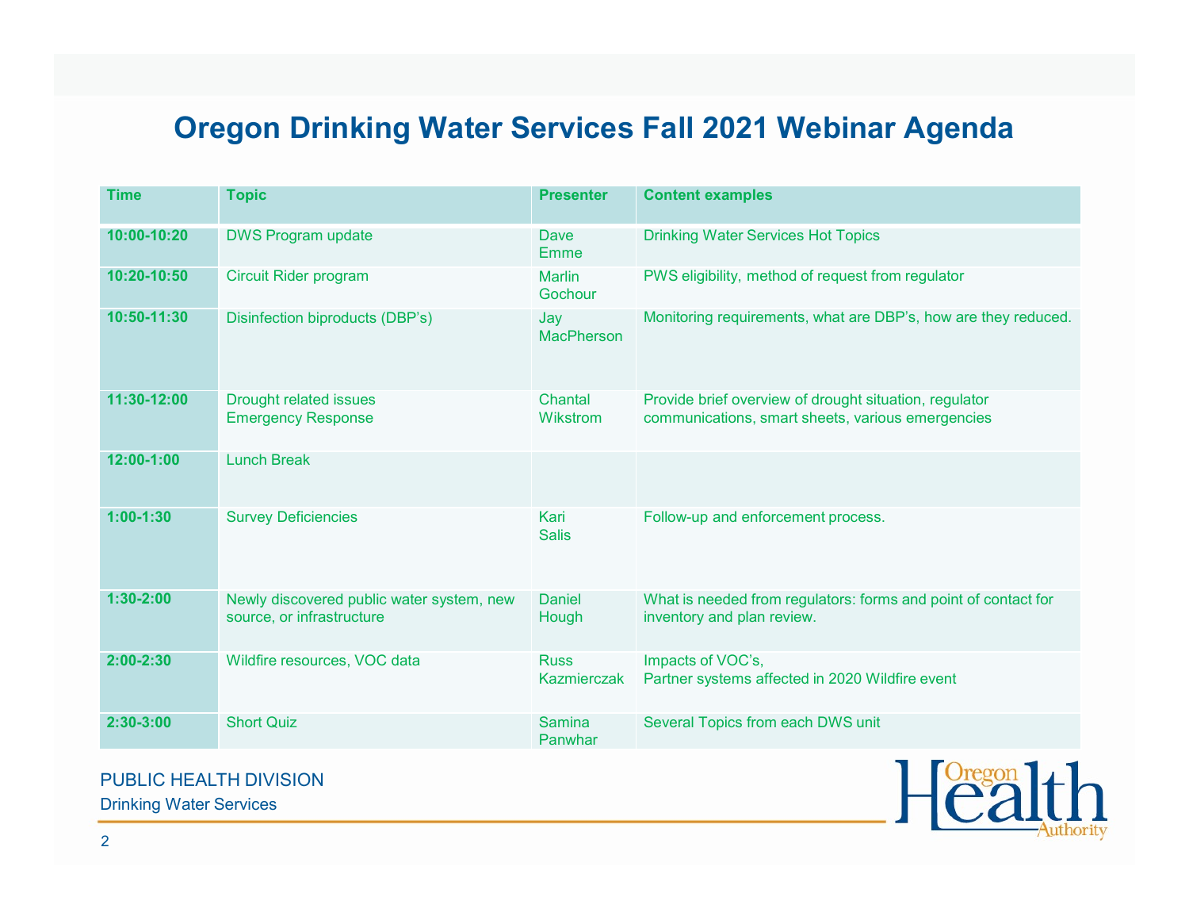# Oregon Drinking Water Services Fall 2021 Webinar Agenda

| Time | Topic | Presenter | Content examples |
| --- | --- | --- | --- |
| 10:00-10:20 | DWS Program update | Dave Emme | Drinking Water Services Hot Topics |
| 10:20-10:50 | Circuit Rider program | Marlin Gochour | PWS eligibility, method of request from regulator |
| 10:50-11:30 | Disinfection biproducts (DBP's) | Jay MacPherson | Monitoring requirements, what are DBP's, how are they reduced. |
| 11:30-12:00 | Drought related issues<br>Emergency Response | Chantal Wikstrom | Provide brief overview of drought situation, regulator communications, smart sheets, various emergencies |
| 12:00-1:00 | Lunch Break | | |
| 1:00-1:30 | Survey Deficiencies | Kari Salis | Follow-up and enforcement process. |
| 1:30-2:00 | Newly discovered public water system, new source, or infrastructure | Daniel Hough | What is needed from regulators: forms and point of contact for inventory and plan review. |
| 2:00-2:30 | Wildfire resources, VOC data | Russ Kazmierczak | Impacts of VOC's,<br>Partner systems affected in 2020 Wildfire event |
| 2:30-3:00 | Short Quiz | Samina Panwhar | Several Topics from each DWS unit |

PUBLIC HEALTH DIVISION
Drinking Water Services

Oregon Health Authority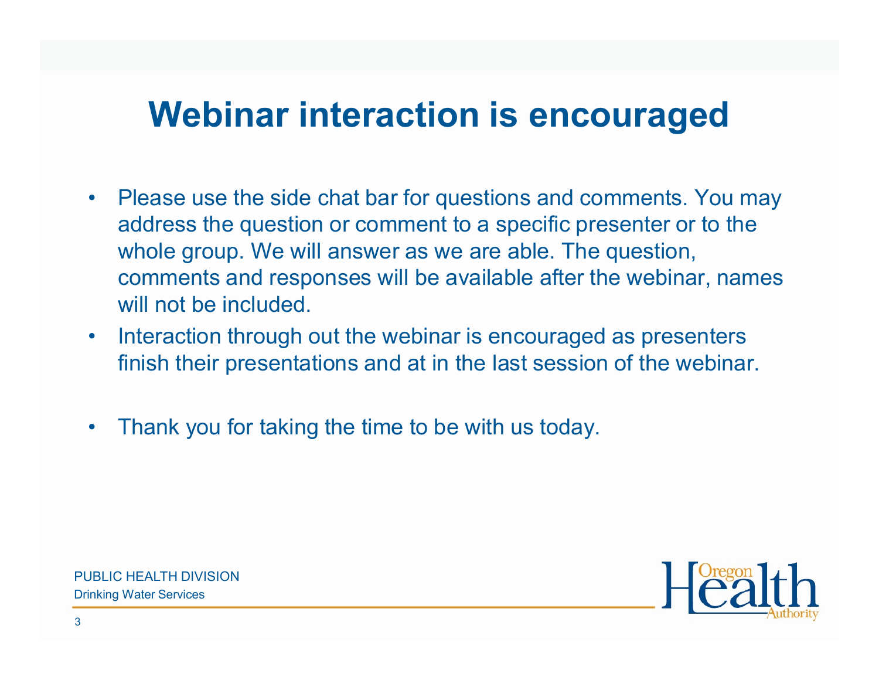# Webinar interaction is encouraged

- Please use the side chat bar for questions and comments. You may address the question or comment to a specific presenter or to the whole group. We will answer as we are able. The question, comments and responses will be available after the webinar, names will not be included.
- Interaction through out the webinar is encouraged as presenters finish their presentations and at in the last session of the webinar.
- Thank you for taking the time to be with us today.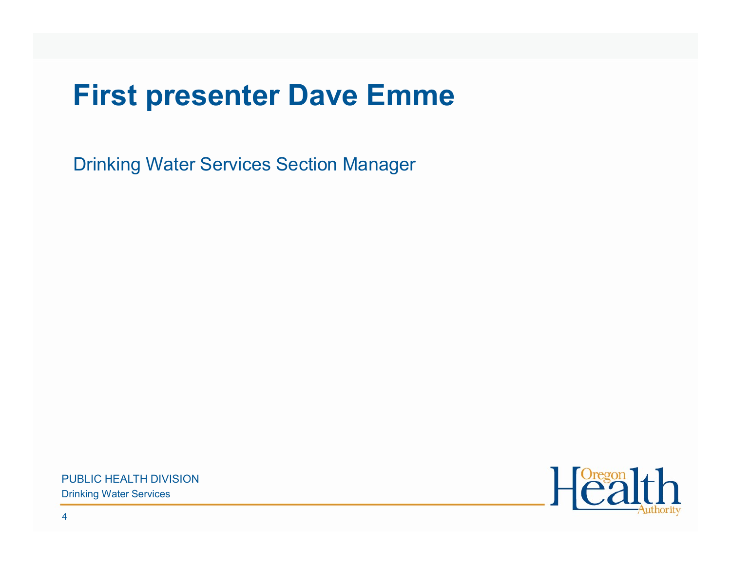# First presenter Dave Emme

Drinking Water Services Section Manager